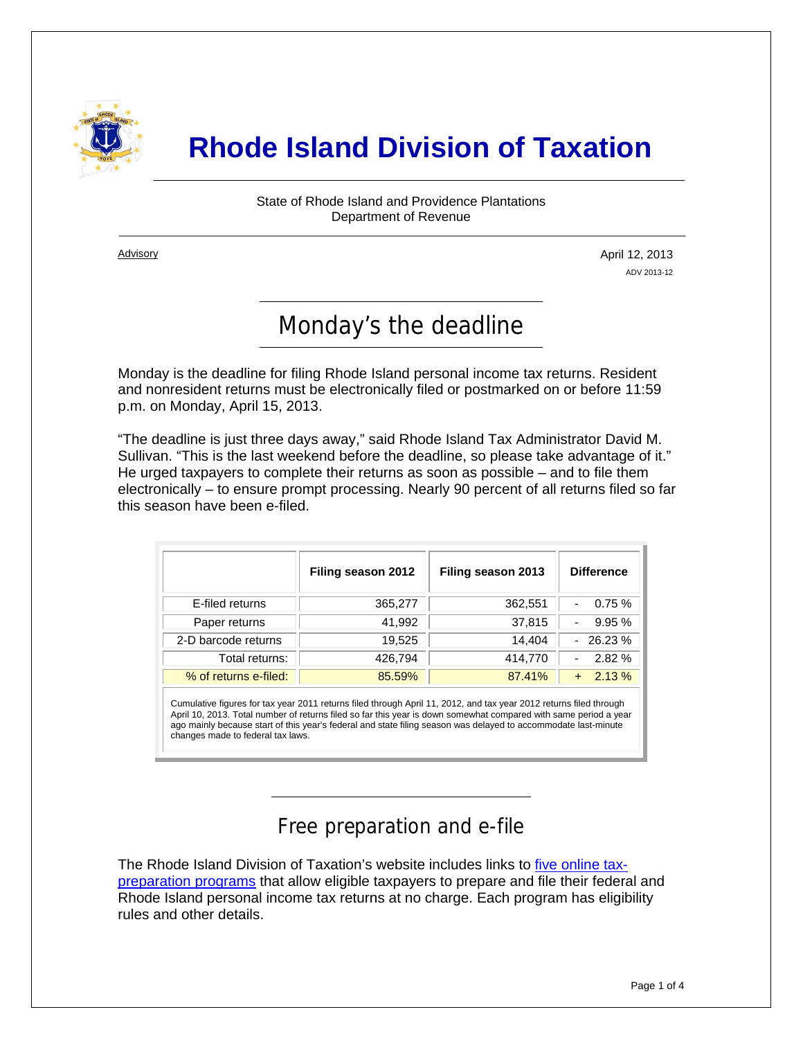# Rhode Island Division of Taxation

State of Rhode Island and Providence Plantations
Department of Revenue

Advisory

April 12, 2013

ADV 2013-12

## Monday's the deadline

Monday is the deadline for filing Rhode Island personal income tax returns. Resident and nonresident returns must be electronically filed or postmarked on or before 11:59 p.m. on Monday, April 15, 2013.

"The deadline is just three days away," said Rhode Island Tax Administrator David M. Sullivan. "This is the last weekend before the deadline, so please take advantage of it." He urged taxpayers to complete their returns as soon as possible – and to file them electronically – to ensure prompt processing. Nearly 90 percent of all returns filed so far this season have been e-filed.

| | Filing season 2012 | Filing season 2013 | Difference |
|---|---|---|---|
| E-filed returns | 365,277 | 362,551 | - 0.75 % |
| Paper returns | 41,992 | 37,815 | - 9.95 % |
| 2-D barcode returns | 19,525 | 14,404 | - 26.23 % |
| Total returns: | 426,794 | 414,770 | - 2.82 % |
| % of returns e-filed: | 85.59% | 87.41% | + 2.13 % |

Cumulative figures for tax year 2011 returns filed through April 11, 2012, and tax year 2012 returns filed through April 10, 2013. Total number of returns filed so far this year is down somewhat compared with same period a year ago mainly because start of this year's federal and state filing season was delayed to accommodate last-minute changes made to federal tax laws.

## Free preparation and e-file

The Rhode Island Division of Taxation's website includes links to five online tax-preparation programs that allow eligible taxpayers to prepare and file their federal and Rhode Island personal income tax returns at no charge. Each program has eligibility rules and other details.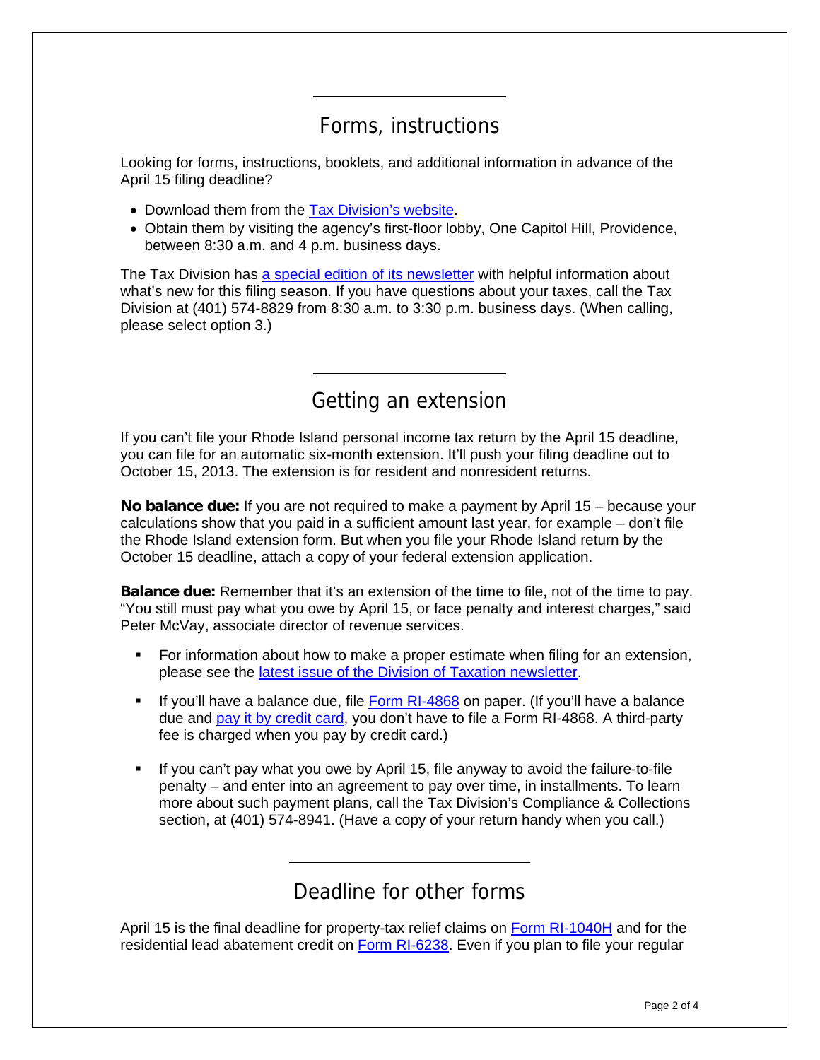## Forms, instructions

Looking for forms, instructions, booklets, and additional information in advance of the April 15 filing deadline?

- Download them from the Tax Division's website.
- Obtain them by visiting the agency's first-floor lobby, One Capitol Hill, Providence, between 8:30 a.m. and 4 p.m. business days.

The Tax Division has a special edition of its newsletter with helpful information about what's new for this filing season. If you have questions about your taxes, call the Tax Division at (401) 574-8829 from 8:30 a.m. to 3:30 p.m. business days. (When calling, please select option 3.)

## Getting an extension

If you can't file your Rhode Island personal income tax return by the April 15 deadline, you can file for an automatic six-month extension. It'll push your filing deadline out to October 15, 2013. The extension is for resident and nonresident returns.

**No balance due:** If you are not required to make a payment by April 15 – because your calculations show that you paid in a sufficient amount last year, for example – don't file the Rhode Island extension form. But when you file your Rhode Island return by the October 15 deadline, attach a copy of your federal extension application.

**Balance due:** Remember that it's an extension of the time to file, not of the time to pay. "You still must pay what you owe by April 15, or face penalty and interest charges," said Peter McVay, associate director of revenue services.

- For information about how to make a proper estimate when filing for an extension, please see the latest issue of the Division of Taxation newsletter.
- If you'll have a balance due, file Form RI-4868 on paper. (If you'll have a balance due and pay it by credit card, you don't have to file a Form RI-4868. A third-party fee is charged when you pay by credit card.)
- If you can't pay what you owe by April 15, file anyway to avoid the failure-to-file penalty – and enter into an agreement to pay over time, in installments. To learn more about such payment plans, call the Tax Division's Compliance & Collections section, at (401) 574-8941. (Have a copy of your return handy when you call.)

## Deadline for other forms

April 15 is the final deadline for property-tax relief claims on Form RI-1040H and for the residential lead abatement credit on Form RI-6238. Even if you plan to file your regular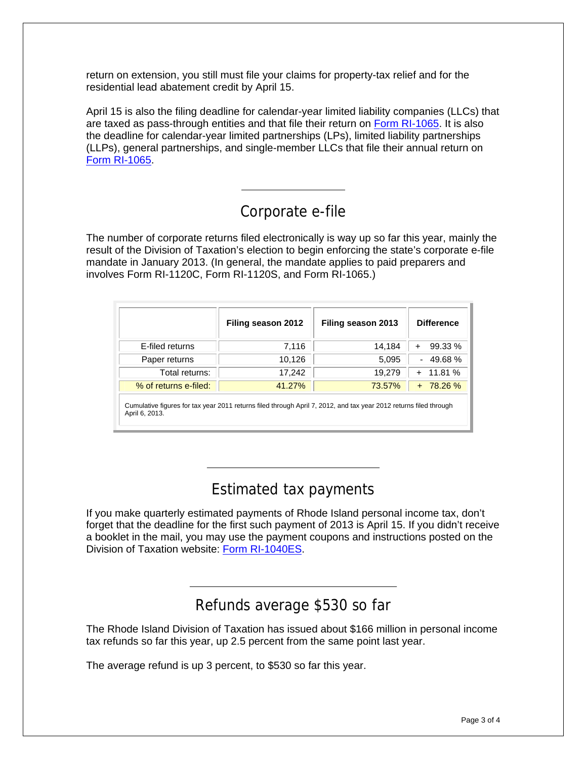return on extension, you still must file your claims for property-tax relief and for the residential lead abatement credit by April 15.

April 15 is also the filing deadline for calendar-year limited liability companies (LLCs) that are taxed as pass-through entities and that file their return on Form RI-1065. It is also the deadline for calendar-year limited partnerships (LPs), limited liability partnerships (LLPs), general partnerships, and single-member LLCs that file their annual return on Form RI-1065.

## Corporate e-file

The number of corporate returns filed electronically is way up so far this year, mainly the result of the Division of Taxation's election to begin enforcing the state's corporate e-file mandate in January 2013. (In general, the mandate applies to paid preparers and involves Form RI-1120C, Form RI-1120S, and Form RI-1065.)

| | Filing season 2012 | Filing season 2013 | Difference |
|---|---|---|---|
| E-filed returns | 7,116 | 14,184 | + 99.33 % |
| Paper returns | 10,126 | 5,095 | - 49.68 % |
| Total returns: | 17,242 | 19,279 | + 11.81 % |
| % of returns e-filed: | 41.27% | 73.57% | + 78.26 % |

Cumulative figures for tax year 2011 returns filed through April 7, 2012, and tax year 2012 returns filed through April 6, 2013.

## Estimated tax payments

If you make quarterly estimated payments of Rhode Island personal income tax, don't forget that the deadline for the first such payment of 2013 is April 15. If you didn't receive a booklet in the mail, you may use the payment coupons and instructions posted on the Division of Taxation website: Form RI-1040ES.

## Refunds average $530 so far

The Rhode Island Division of Taxation has issued about $166 million in personal income tax refunds so far this year, up 2.5 percent from the same point last year.

The average refund is up 3 percent, to $530 so far this year.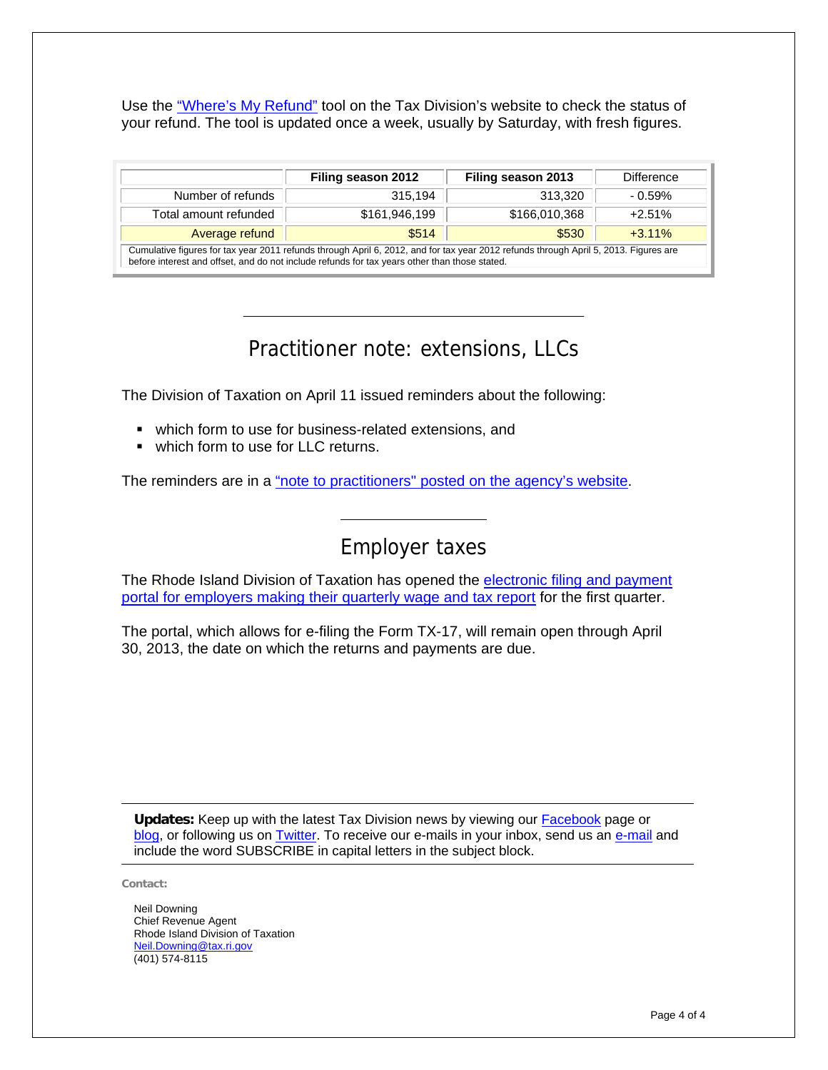Use the "Where's My Refund" tool on the Tax Division's website to check the status of your refund. The tool is updated once a week, usually by Saturday, with fresh figures.

| | Filing season 2012 | Filing season 2013 | Difference |
|---|---|---|---|
| Number of refunds | 315,194 | 313,320 | - 0.59% |
| Total amount refunded | $161,946,199 | $166,010,368 | +2.51% |
| Average refund | $514 | $530 | +3.11% |

Cumulative figures for tax year 2011 refunds through April 6, 2012, and for tax year 2012 refunds through April 5, 2013. Figures are before interest and offset, and do not include refunds for tax years other than those stated.

## Practitioner note: extensions, LLCs

The Division of Taxation on April 11 issued reminders about the following:

- which form to use for business-related extensions, and
- which form to use for LLC returns.

The reminders are in a "note to practitioners" posted on the agency's website.

## Employer taxes

The Rhode Island Division of Taxation has opened the electronic filing and payment portal for employers making their quarterly wage and tax report for the first quarter.

The portal, which allows for e-filing the Form TX-17, will remain open through April 30, 2013, the date on which the returns and payments are due.

**Updates:** Keep up with the latest Tax Division news by viewing our Facebook page or blog, or following us on Twitter. To receive our e-mails in your inbox, send us an e-mail and include the word SUBSCRIBE in capital letters in the subject block.

**Contact:**

Neil Downing
Chief Revenue Agent
Rhode Island Division of Taxation
Neil.Downing@tax.ri.gov
(401) 574-8115